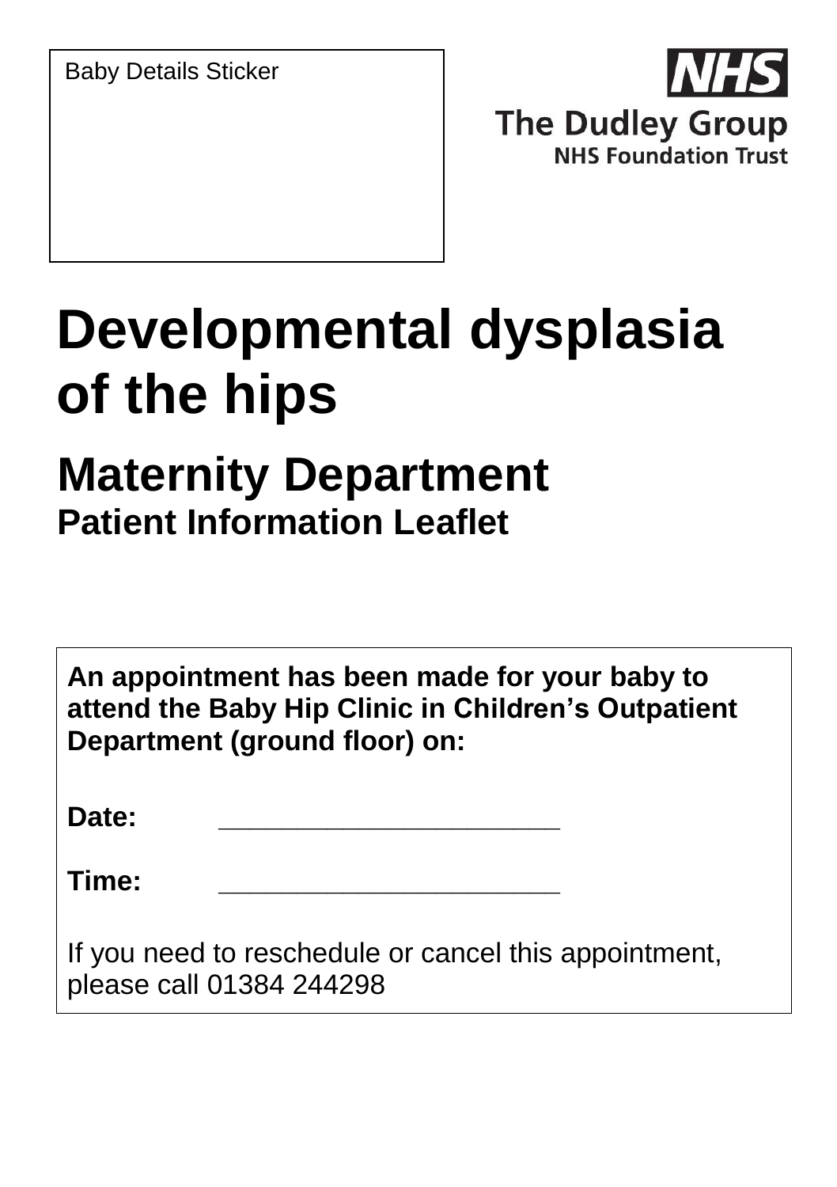Baby Details Sticker

NHS
The Dudley Group
NHS Foundation Trust

# Developmental dysplasia of the hips

## Maternity Department

### Patient Information Leaflet

**An appointment has been made for your baby to attend the Baby Hip Clinic in Children's Outpatient Department (ground floor) on:**

**Date:** _______________________

**Time:** _______________________

If you need to reschedule or cancel this appointment, please call 01384 244298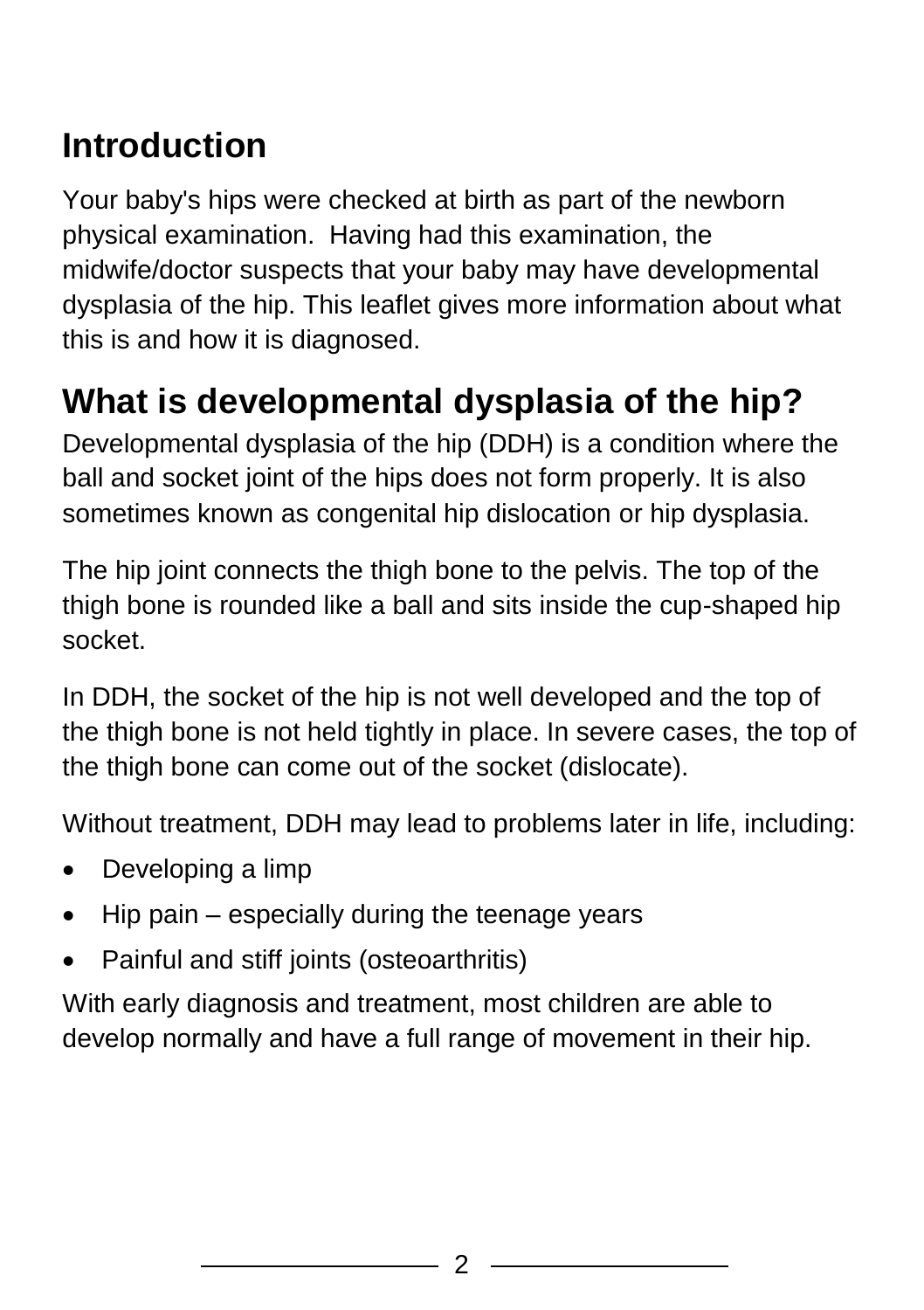## Introduction

Your baby's hips were checked at birth as part of the newborn physical examination. Having had this examination, the midwife/doctor suspects that your baby may have developmental dysplasia of the hip. This leaflet gives more information about what this is and how it is diagnosed.

## What is developmental dysplasia of the hip?

Developmental dysplasia of the hip (DDH) is a condition where the ball and socket joint of the hips does not form properly. It is also sometimes known as congenital hip dislocation or hip dysplasia.

The hip joint connects the thigh bone to the pelvis. The top of the thigh bone is rounded like a ball and sits inside the cup-shaped hip socket.

In DDH, the socket of the hip is not well developed and the top of the thigh bone is not held tightly in place. In severe cases, the top of the thigh bone can come out of the socket (dislocate).

Without treatment, DDH may lead to problems later in life, including:

- Developing a limp
- Hip pain – especially during the teenage years
- Painful and stiff joints (osteoarthritis)

With early diagnosis and treatment, most children are able to develop normally and have a full range of movement in their hip.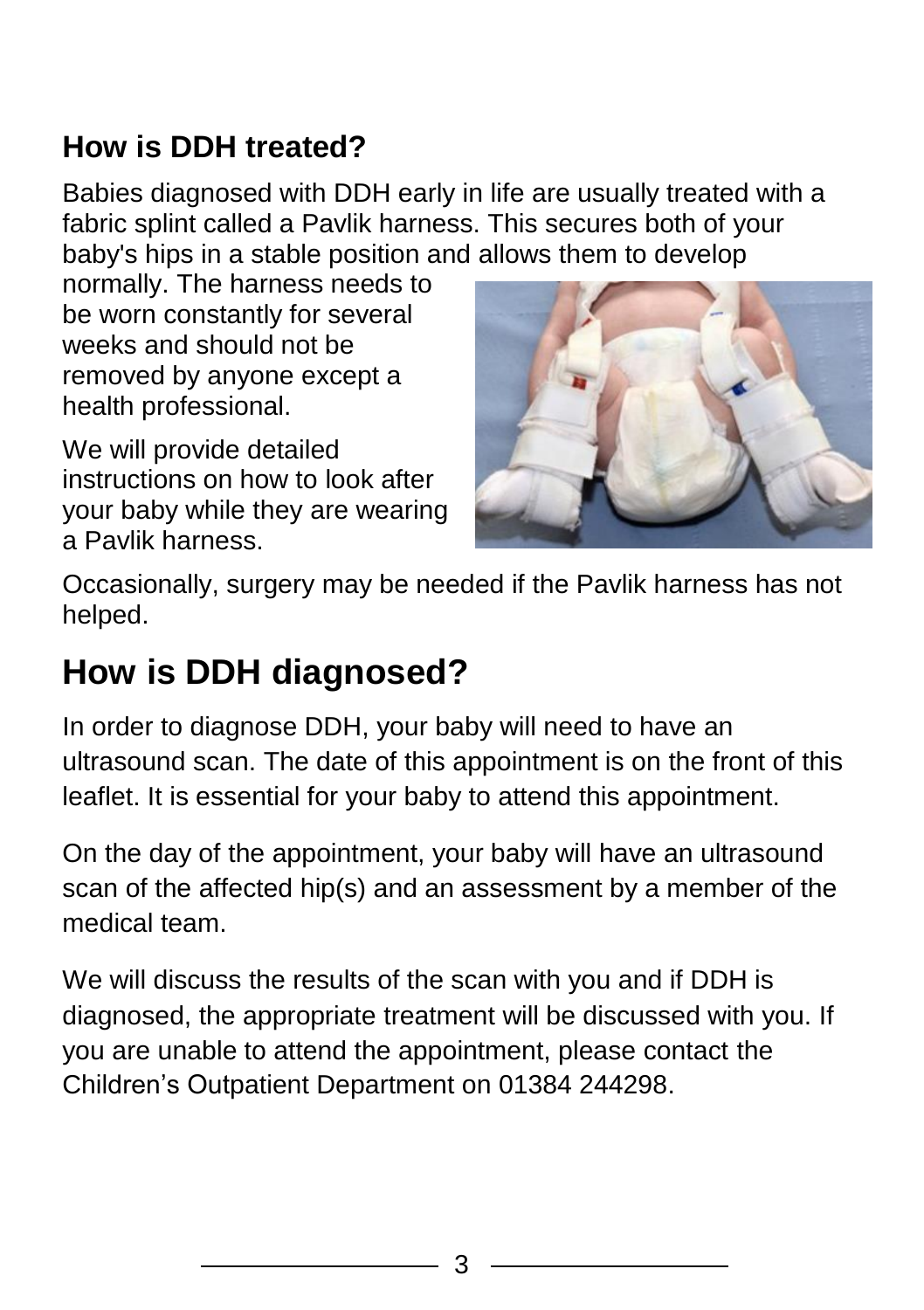## How is DDH treated?

Babies diagnosed with DDH early in life are usually treated with a fabric splint called a Pavlik harness. This secures both of your baby's hips in a stable position and allows them to develop normally. The harness needs to be worn constantly for several weeks and should not be removed by anyone except a health professional.

We will provide detailed instructions on how to look after your baby while they are wearing a Pavlik harness.

Occasionally, surgery may be needed if the Pavlik harness has not helped.

# How is DDH diagnosed?

In order to diagnose DDH, your baby will need to have an ultrasound scan. The date of this appointment is on the front of this leaflet. It is essential for your baby to attend this appointment.

On the day of the appointment, your baby will have an ultrasound scan of the affected hip(s) and an assessment by a member of the medical team.

We will discuss the results of the scan with you and if DDH is diagnosed, the appropriate treatment will be discussed with you. If you are unable to attend the appointment, please contact the Children's Outpatient Department on 01384 244298.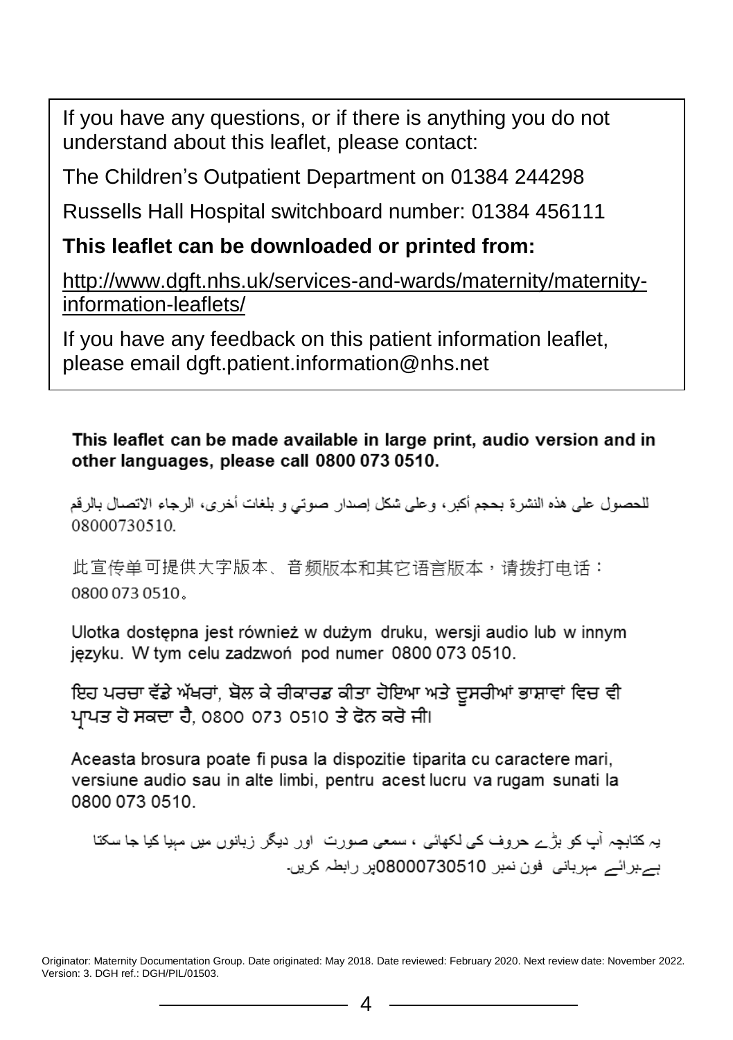If you have any questions, or if there is anything you do not understand about this leaflet, please contact:

The Children's Outpatient Department on 01384 244298

Russells Hall Hospital switchboard number: 01384 456111

**This leaflet can be downloaded or printed from:**

http://www.dgft.nhs.uk/services-and-wards/maternity/maternity-information-leaflets/

If you have any feedback on this patient information leaflet, please email dgft.patient.information@nhs.net

**This leaflet can be made available in large print, audio version and in other languages, please call 0800 073 0510.**

للحصول على هذه النشرة بحجم أكبر، وعلى شكل إصدار صوتي و بلغات أخرى، الرجاء الاتصال بالرقم 08000730510.

此宣传单可提供大字版本、音频版本和其它语言版本，请拨打电话：0800 073 0510。

Ulotka dostępna jest również w dużym druku, wersji audio lub w innym języku. W tym celu zadzwoń pod numer 0800 073 0510.

ਇਹ ਪਰਚਾ ਵੱਡੇ ਅੱਖਰਾਂ, ਬੋਲ ਕੇ ਰੀਕਾਰਡ ਕੀਤਾ ਹੋਇਆ ਅਤੇ ਦੂਸਰੀਆਂ ਭਾਸ਼ਾਵਾਂ ਵਿਚ ਵੀ ਪ੍ਰਾਪਤ ਹੋ ਸਕਦਾ ਹੈ, 0800 073 0510 ਤੇ ਫੋਨ ਕਰੋ ਜੀ।

Aceasta brosura poate fi pusa la dispozitie tiparita cu caractere mari, versiune audio sau in alte limbi, pentru acest lucru va rugam sunati la 0800 073 0510.

یہ کتابچہ آپ کو بڑے حروف کی لکھائی ، سمعی صورت اور دیگر زبانوں میں مہیا کیا جا سکتا ہے-برائے مہربانی فون نمبر 08000730510پر رابطہ کریں-

Originator: Maternity Documentation Group. Date originated: May 2018. Date reviewed: February 2020. Next review date: November 2022. Version: 3. DGH ref.: DGH/PIL/01503.